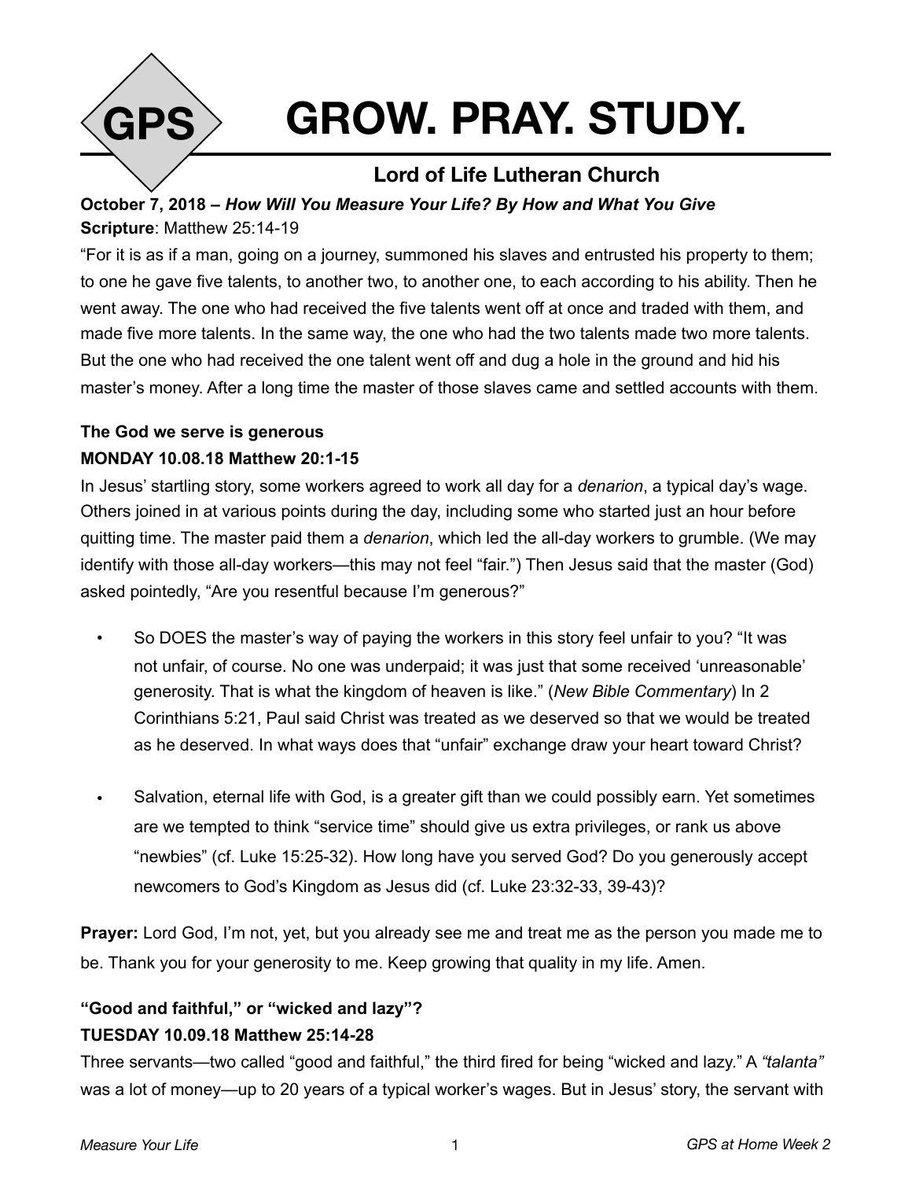# GPS GROW. PRAY. STUDY.

## Lord of Life Lutheran Church

**October 7, 2018 –** ***How Will You Measure Your Life? By How and What You Give***

**Scripture**: Matthew 25:14-19

"For it is as if a man, going on a journey, summoned his slaves and entrusted his property to them; to one he gave five talents, to another two, to another one, to each according to his ability. Then he went away. The one who had received the five talents went off at once and traded with them, and made five more talents. In the same way, the one who had the two talents made two more talents. But the one who had received the one talent went off and dug a hole in the ground and hid his master's money. After a long time the master of those slaves came and settled accounts with them.

### The God we serve is generous

**MONDAY 10.08.18 Matthew 20:1-15**

In Jesus' startling story, some workers agreed to work all day for a *denarion*, a typical day's wage. Others joined in at various points during the day, including some who started just an hour before quitting time. The master paid them a *denarion*, which led the all-day workers to grumble. (We may identify with those all-day workers—this may not feel "fair.") Then Jesus said that the master (God) asked pointedly, "Are you resentful because I'm generous?"

- So DOES the master's way of paying the workers in this story feel unfair to you? "It was not unfair, of course. No one was underpaid; it was just that some received 'unreasonable' generosity. That is what the kingdom of heaven is like." (*New Bible Commentary*) In 2 Corinthians 5:21, Paul said Christ was treated as we deserved so that we would be treated as he deserved. In what ways does that "unfair" exchange draw your heart toward Christ?

- Salvation, eternal life with God, is a greater gift than we could possibly earn. Yet sometimes are we tempted to think "service time" should give us extra privileges, or rank us above "newbies" (cf. Luke 15:25-32). How long have you served God? Do you generously accept newcomers to God's Kingdom as Jesus did (cf. Luke 23:32-33, 39-43)?

**Prayer:** Lord God, I'm not, yet, but you already see me and treat me as the person you made me to be. Thank you for your generosity to me. Keep growing that quality in my life. Amen.

### "Good and faithful," or "wicked and lazy"?

**TUESDAY 10.09.18 Matthew 25:14-28**

Three servants—two called "good and faithful," the third fired for being "wicked and lazy." A *"talanta"* was a lot of money—up to 20 years of a typical worker's wages. But in Jesus' story, the servant with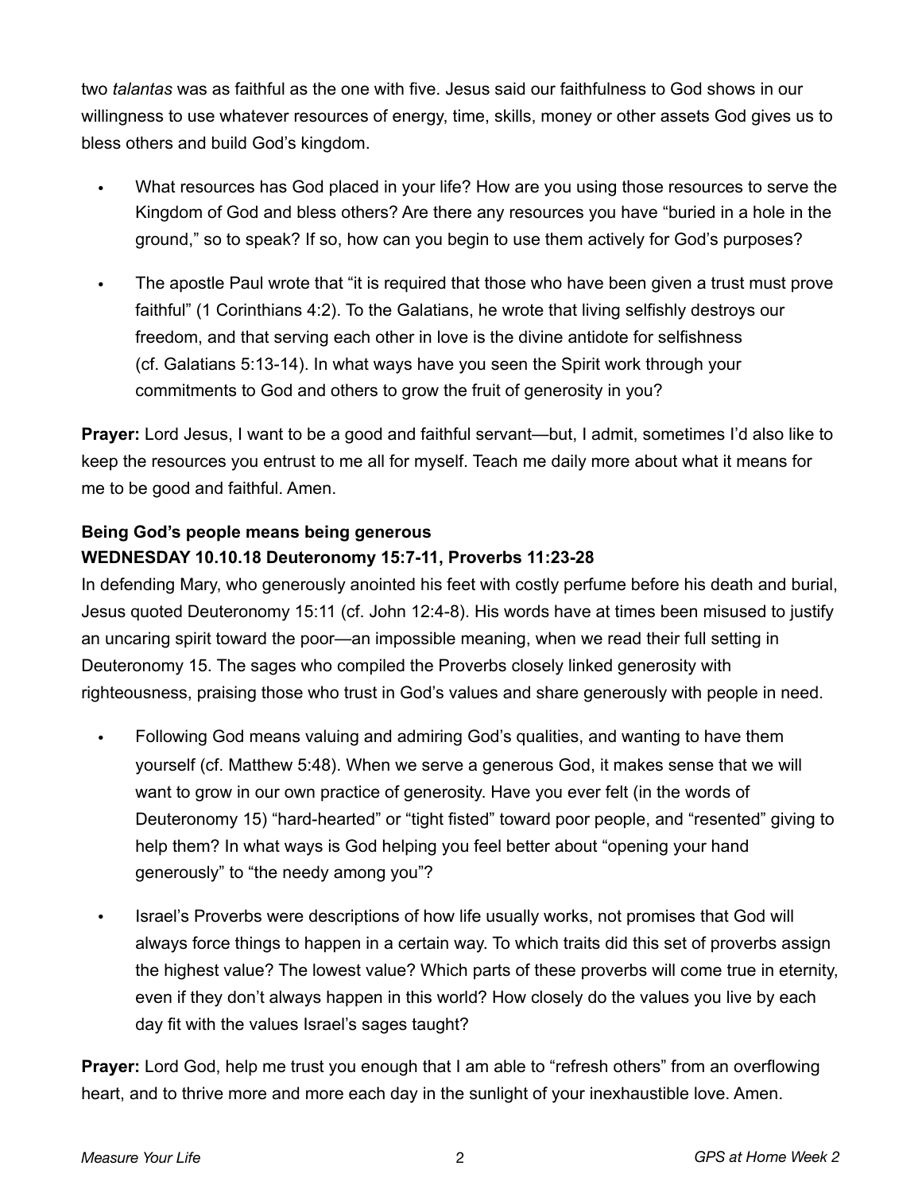two *talantas* was as faithful as the one with five. Jesus said our faithfulness to God shows in our willingness to use whatever resources of energy, time, skills, money or other assets God gives us to bless others and build God's kingdom.

- What resources has God placed in your life? How are you using those resources to serve the Kingdom of God and bless others? Are there any resources you have "buried in a hole in the ground," so to speak? If so, how can you begin to use them actively for God's purposes?
- The apostle Paul wrote that "it is required that those who have been given a trust must prove faithful" (1 Corinthians 4:2). To the Galatians, he wrote that living selfishly destroys our freedom, and that serving each other in love is the divine antidote for selfishness (cf. Galatians 5:13-14). In what ways have you seen the Spirit work through your commitments to God and others to grow the fruit of generosity in you?

**Prayer:** Lord Jesus, I want to be a good and faithful servant—but, I admit, sometimes I'd also like to keep the resources you entrust to me all for myself. Teach me daily more about what it means for me to be good and faithful. Amen.

**Being God's people means being generous**
**WEDNESDAY 10.10.18 Deuteronomy 15:7-11, Proverbs 11:23-28**

In defending Mary, who generously anointed his feet with costly perfume before his death and burial, Jesus quoted Deuteronomy 15:11 (cf. John 12:4-8). His words have at times been misused to justify an uncaring spirit toward the poor—an impossible meaning, when we read their full setting in Deuteronomy 15. The sages who compiled the Proverbs closely linked generosity with righteousness, praising those who trust in God's values and share generously with people in need.

- Following God means valuing and admiring God's qualities, and wanting to have them yourself (cf. Matthew 5:48). When we serve a generous God, it makes sense that we will want to grow in our own practice of generosity. Have you ever felt (in the words of Deuteronomy 15) "hard-hearted" or "tight fisted" toward poor people, and "resented" giving to help them? In what ways is God helping you feel better about "opening your hand generously" to "the needy among you"?
- Israel's Proverbs were descriptions of how life usually works, not promises that God will always force things to happen in a certain way. To which traits did this set of proverbs assign the highest value? The lowest value? Which parts of these proverbs will come true in eternity, even if they don't always happen in this world? How closely do the values you live by each day fit with the values Israel's sages taught?

**Prayer:** Lord God, help me trust you enough that I am able to "refresh others" from an overflowing heart, and to thrive more and more each day in the sunlight of your inexhaustible love. Amen.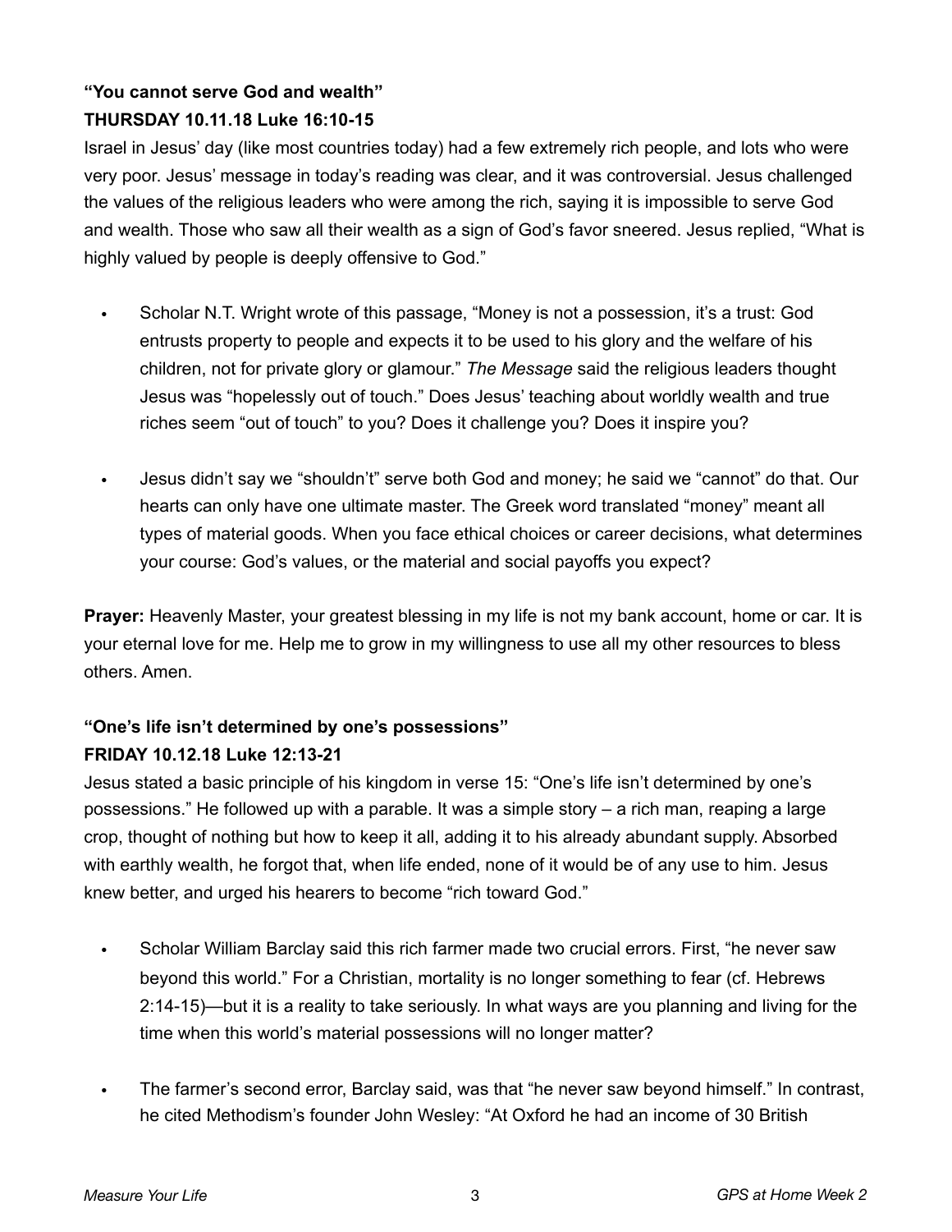**“You cannot serve God and wealth”**
**THURSDAY 10.11.18 Luke 16:10-15**

Israel in Jesus’ day (like most countries today) had a few extremely rich people, and lots who were very poor. Jesus’ message in today’s reading was clear, and it was controversial. Jesus challenged the values of the religious leaders who were among the rich, saying it is impossible to serve God and wealth. Those who saw all their wealth as a sign of God’s favor sneered. Jesus replied, “What is highly valued by people is deeply offensive to God.”

- Scholar N.T. Wright wrote of this passage, “Money is not a possession, it’s a trust: God entrusts property to people and expects it to be used to his glory and the welfare of his children, not for private glory or glamour.” *The Message* said the religious leaders thought Jesus was “hopelessly out of touch.” Does Jesus’ teaching about worldly wealth and true riches seem “out of touch” to you? Does it challenge you? Does it inspire you?

- Jesus didn’t say we “shouldn’t” serve both God and money; he said we “cannot” do that. Our hearts can only have one ultimate master. The Greek word translated “money” meant all types of material goods. When you face ethical choices or career decisions, what determines your course: God’s values, or the material and social payoffs you expect?

**Prayer:** Heavenly Master, your greatest blessing in my life is not my bank account, home or car. It is your eternal love for me. Help me to grow in my willingness to use all my other resources to bless others. Amen.

**“One’s life isn’t determined by one’s possessions”**
**FRIDAY 10.12.18 Luke 12:13-21**

Jesus stated a basic principle of his kingdom in verse 15: “One’s life isn’t determined by one’s possessions.” He followed up with a parable. It was a simple story – a rich man, reaping a large crop, thought of nothing but how to keep it all, adding it to his already abundant supply. Absorbed with earthly wealth, he forgot that, when life ended, none of it would be of any use to him. Jesus knew better, and urged his hearers to become “rich toward God.”

- Scholar William Barclay said this rich farmer made two crucial errors. First, “he never saw beyond this world.” For a Christian, mortality is no longer something to fear (cf. Hebrews 2:14-15)—but it is a reality to take seriously. In what ways are you planning and living for the time when this world’s material possessions will no longer matter?

- The farmer’s second error, Barclay said, was that “he never saw beyond himself.” In contrast, he cited Methodism’s founder John Wesley: “At Oxford he had an income of 30 British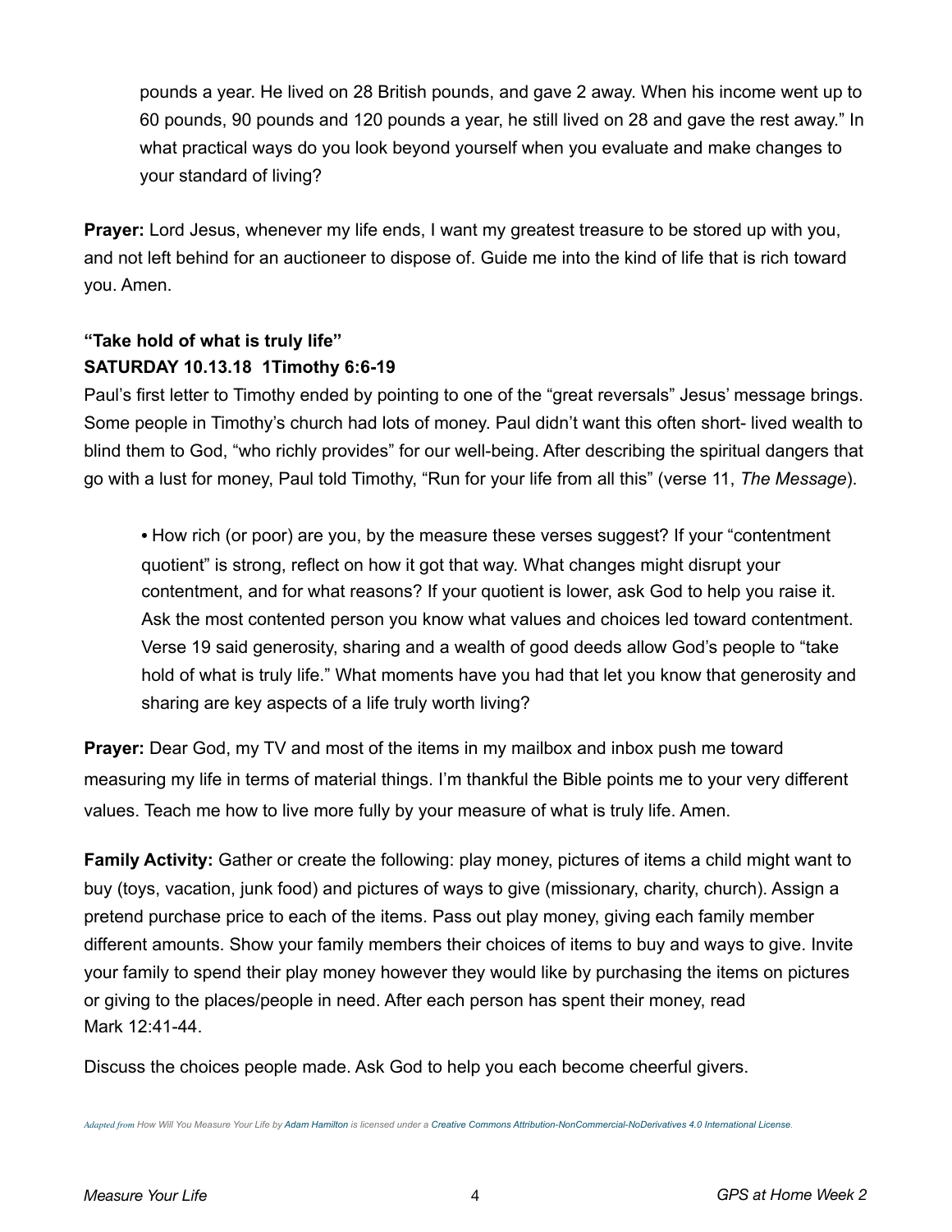pounds a year. He lived on 28 British pounds, and gave 2 away. When his income went up to 60 pounds, 90 pounds and 120 pounds a year, he still lived on 28 and gave the rest away." In what practical ways do you look beyond yourself when you evaluate and make changes to your standard of living?

**Prayer:** Lord Jesus, whenever my life ends, I want my greatest treasure to be stored up with you, and not left behind for an auctioneer to dispose of. Guide me into the kind of life that is rich toward you. Amen.

**"Take hold of what is truly life"**
**SATURDAY 10.13.18 1Timothy 6:6-19**

Paul's first letter to Timothy ended by pointing to one of the "great reversals" Jesus' message brings. Some people in Timothy's church had lots of money. Paul didn't want this often short- lived wealth to blind them to God, "who richly provides" for our well-being. After describing the spiritual dangers that go with a lust for money, Paul told Timothy, "Run for your life from all this" (verse 11, *The Message*).

- How rich (or poor) are you, by the measure these verses suggest? If your "contentment quotient" is strong, reflect on how it got that way. What changes might disrupt your contentment, and for what reasons? If your quotient is lower, ask God to help you raise it. Ask the most contented person you know what values and choices led toward contentment. Verse 19 said generosity, sharing and a wealth of good deeds allow God's people to "take hold of what is truly life." What moments have you had that let you know that generosity and sharing are key aspects of a life truly worth living?

**Prayer:** Dear God, my TV and most of the items in my mailbox and inbox push me toward measuring my life in terms of material things. I'm thankful the Bible points me to your very different values. Teach me how to live more fully by your measure of what is truly life. Amen.

**Family Activity:** Gather or create the following: play money, pictures of items a child might want to buy (toys, vacation, junk food) and pictures of ways to give (missionary, charity, church). Assign a pretend purchase price to each of the items. Pass out play money, giving each family member different amounts. Show your family members their choices of items to buy and ways to give. Invite your family to spend their play money however they would like by purchasing the items on pictures or giving to the places/people in need. After each person has spent their money, read Mark 12:41-44.

Discuss the choices people made. Ask God to help you each become cheerful givers.

*Adapted from How Will You Measure Your Life by Adam Hamilton is licensed under a Creative Commons Attribution-NonCommercial-NoDerivatives 4.0 International License.*